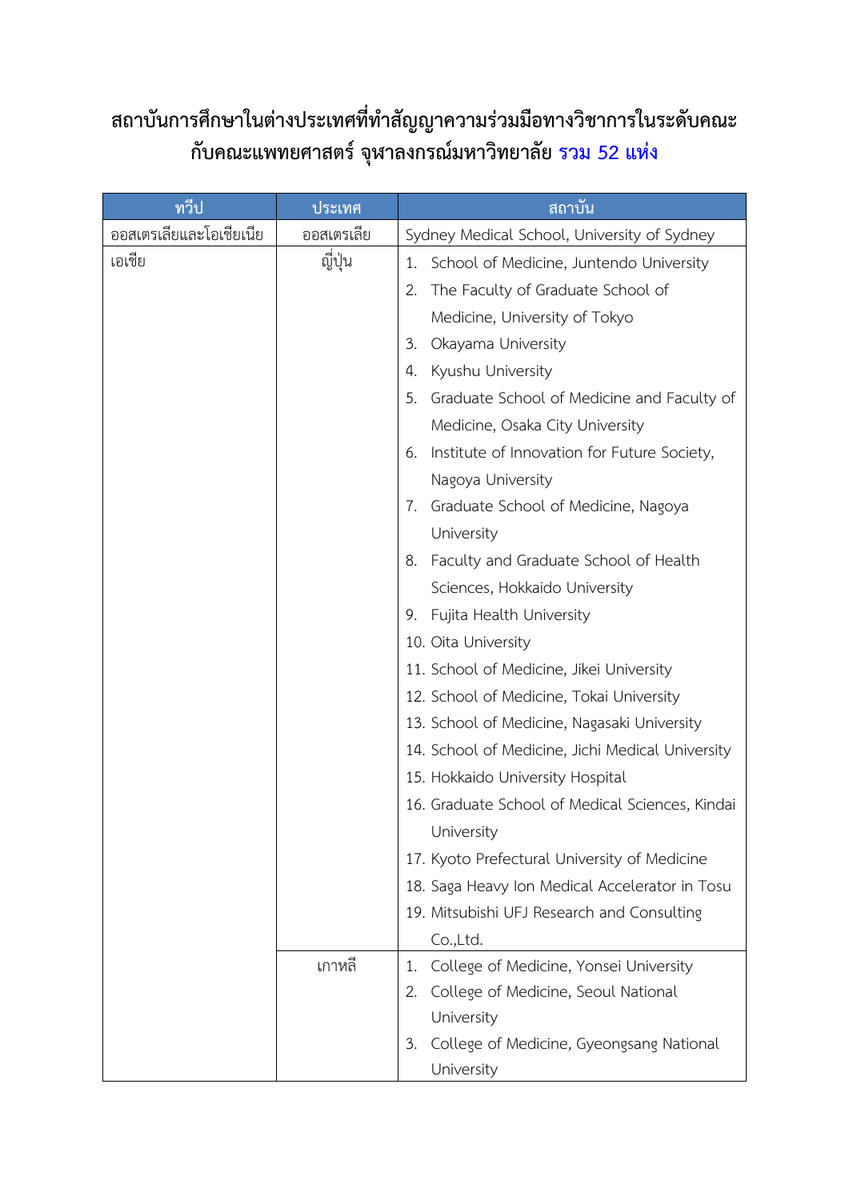# สถาบันการศึกษาในต่างประเทศที่ทำสัญญาความร่วมมือทางวิชาการในระดับคณะกับคณะแพทยศาสตร์ จุฬาลงกรณ์มหาวิทยาลัย รวม 52 แห่ง

| ทวีป | ประเทศ | สถาบัน |
|---|---|---|
| ออสเตรเลียและโอเชียเนีย | ออสเตรเลีย | Sydney Medical School, University of Sydney |
| เอเชีย | ญี่ปุ่น | 1. School of Medicine, Juntendo University<br>2. The Faculty of Graduate School of Medicine, University of Tokyo<br>3. Okayama University<br>4. Kyushu University<br>5. Graduate School of Medicine and Faculty of Medicine, Osaka City University<br>6. Institute of Innovation for Future Society, Nagoya University<br>7. Graduate School of Medicine, Nagoya University<br>8. Faculty and Graduate School of Health Sciences, Hokkaido University<br>9. Fujita Health University<br>10. Oita University<br>11. School of Medicine, Jikei University<br>12. School of Medicine, Tokai University<br>13. School of Medicine, Nagasaki University<br>14. School of Medicine, Jichi Medical University<br>15. Hokkaido University Hospital<br>16. Graduate School of Medical Sciences, Kindai University<br>17. Kyoto Prefectural University of Medicine<br>18. Saga Heavy Ion Medical Accelerator in Tosu<br>19. Mitsubishi UFJ Research and Consulting Co.,Ltd. |
| | เกาหลี | 1. College of Medicine, Yonsei University<br>2. College of Medicine, Seoul National University<br>3. College of Medicine, Gyeongsang National University |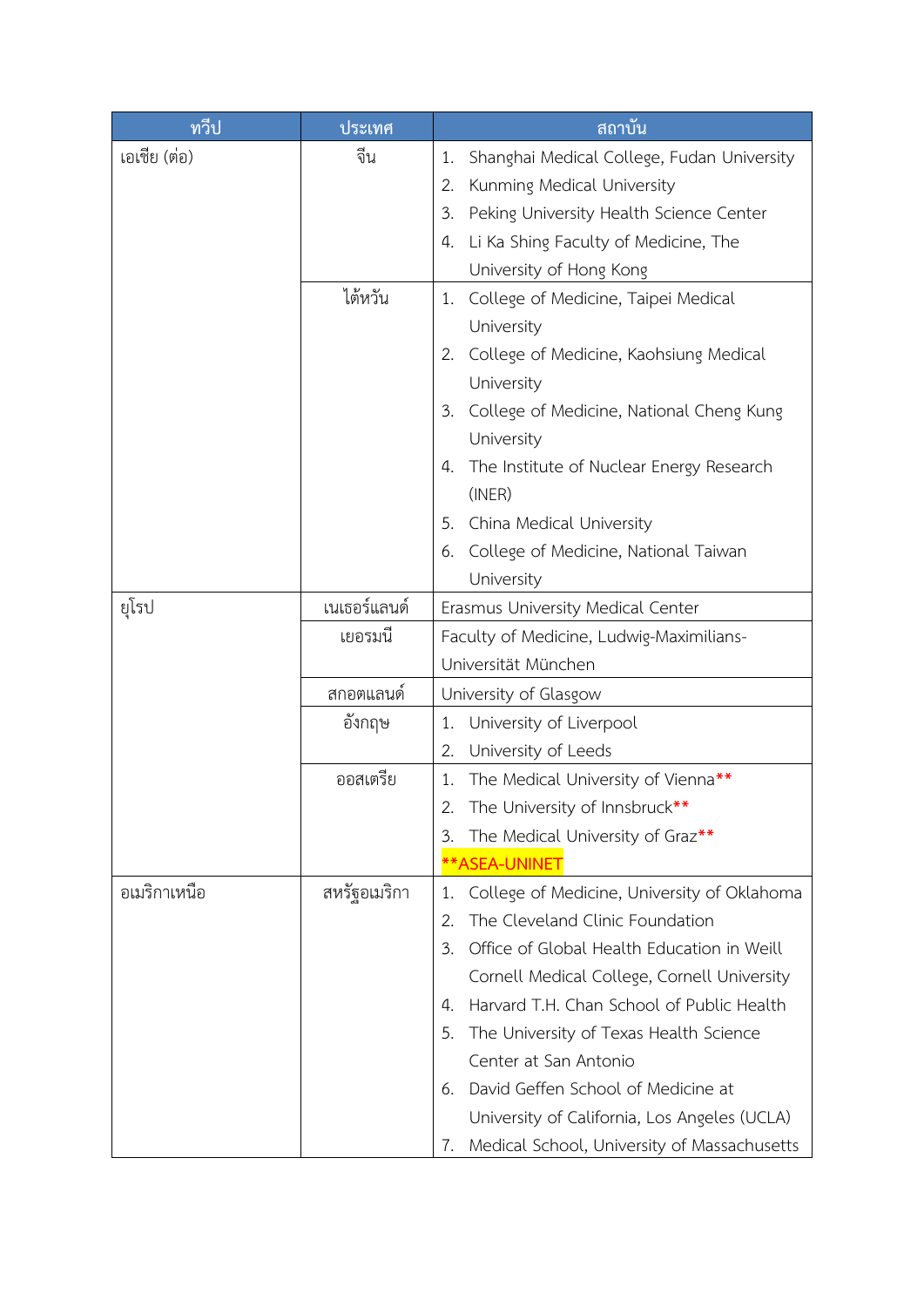| ทวีป | ประเทศ | สถาบัน |
|---|---|---|
| เอเชีย (ต่อ) | จีน | 1. Shanghai Medical College, Fudan University<br>2. Kunming Medical University<br>3. Peking University Health Science Center<br>4. Li Ka Shing Faculty of Medicine, The University of Hong Kong |
| | ไต้หวัน | 1. College of Medicine, Taipei Medical University<br>2. College of Medicine, Kaohsiung Medical University<br>3. College of Medicine, National Cheng Kung University<br>4. The Institute of Nuclear Energy Research (INER)<br>5. China Medical University<br>6. College of Medicine, National Taiwan University |
| ยุโรป | เนเธอร์แลนด์ | Erasmus University Medical Center |
| | เยอรมนี | Faculty of Medicine, Ludwig-Maximilians-Universität München |
| | สกอตแลนด์ | University of Glasgow |
| | อังกฤษ | 1. University of Liverpool<br>2. University of Leeds |
| | ออสเตรีย | 1. The Medical University of Vienna**<br>2. The University of Innsbruck**<br>3. The Medical University of Graz**<br>**ASEA-UNINET |
| อเมริกาเหนือ | สหรัฐอเมริกา | 1. College of Medicine, University of Oklahoma<br>2. The Cleveland Clinic Foundation<br>3. Office of Global Health Education in Weill Cornell Medical College, Cornell University<br>4. Harvard T.H. Chan School of Public Health<br>5. The University of Texas Health Science Center at San Antonio<br>6. David Geffen School of Medicine at University of California, Los Angeles (UCLA)<br>7. Medical School, University of Massachusetts |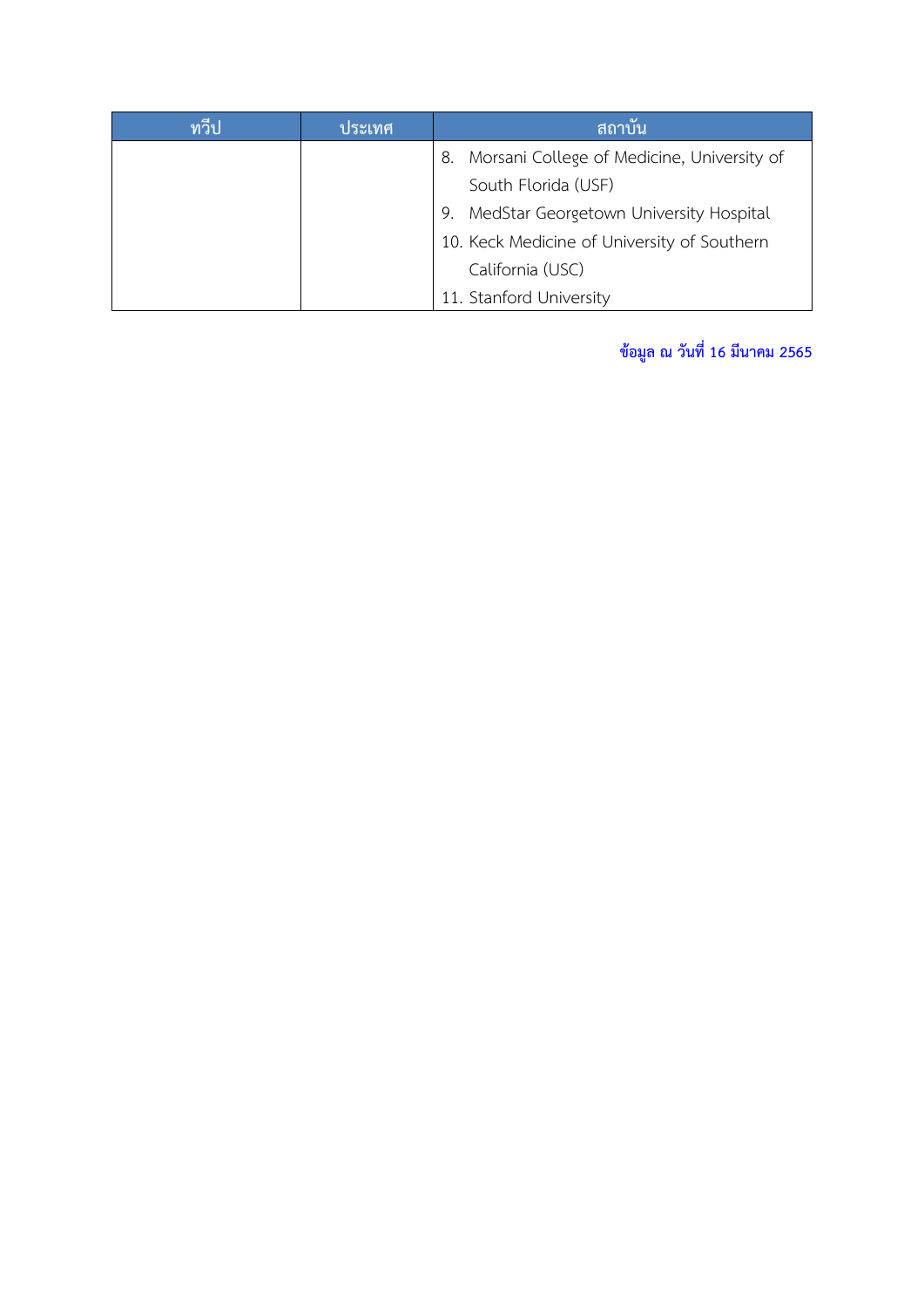| ทวีป | ประเทศ | สถาบัน |
|---|---|---|
| | | 8. Morsani College of Medicine, University of South Florida (USF)<br>9. MedStar Georgetown University Hospital<br>10. Keck Medicine of University of Southern California (USC)<br>11. Stanford University |

**ข้อมูล ณ วันที่ 16 มีนาคม 2565**